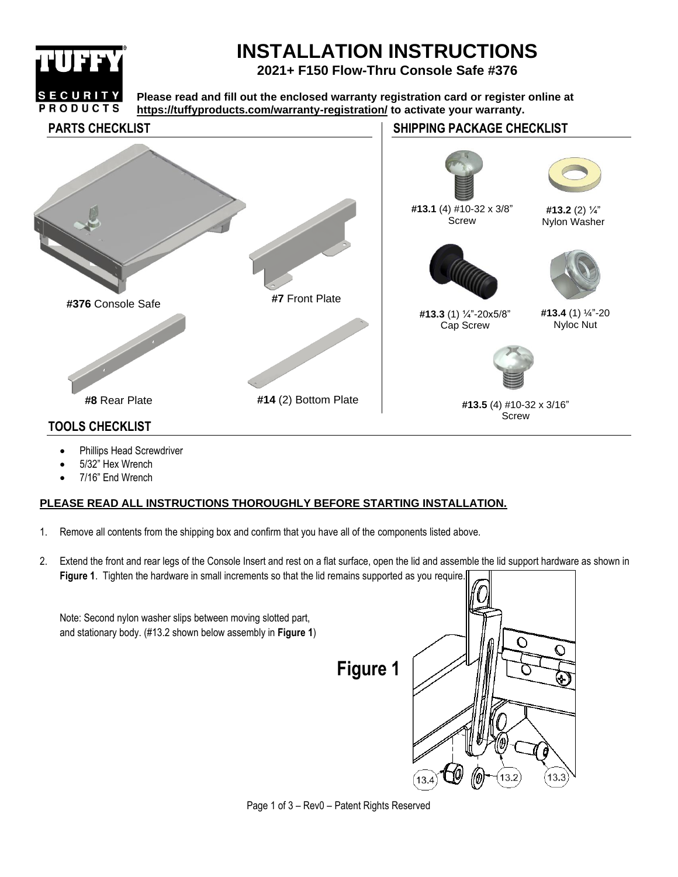# INSTALLATION INSTRUCTIONS

**2021+ F150 Flow-Thru Console Safe #376**

**Please read and fill out the enclosed warranty registration card or register online at https://tuffyproducts.com/warranty-registration/ to activate your warranty.**

## PARTS CHECKLIST

**#376** Console Safe

**#7** Front Plate

**#8** Rear Plate

**#14** (2) Bottom Plate

## SHIPPING PACKAGE CHECKLIST

**#13.1** (4) #10-32 x 3/8" Screw

**#13.2** (2) ¼" Nylon Washer

**#13.3** (1) ¼"-20x5/8" Cap Screw

**#13.4** (1) ¼"-20 Nyloc Nut

**#13.5** (4) #10-32 x 3/16" Screw

## TOOLS CHECKLIST

- Phillips Head Screwdriver
- 5/32" Hex Wrench
- 7/16" End Wrench

**PLEASE READ ALL INSTRUCTIONS THOROUGHLY BEFORE STARTING INSTALLATION.**

1. Remove all contents from the shipping box and confirm that you have all of the components listed above.
2. Extend the front and rear legs of the Console Insert and rest on a flat surface, open the lid and assemble the lid support hardware as shown in **Figure 1**. Tighten the hardware in small increments so that the lid remains supported as you require.

   Note: Second nylon washer slips between moving slotted part, and stationary body. (#13.2 shown below assembly in **Figure 1**)

**Figure 1**

13.4 13.2 13.3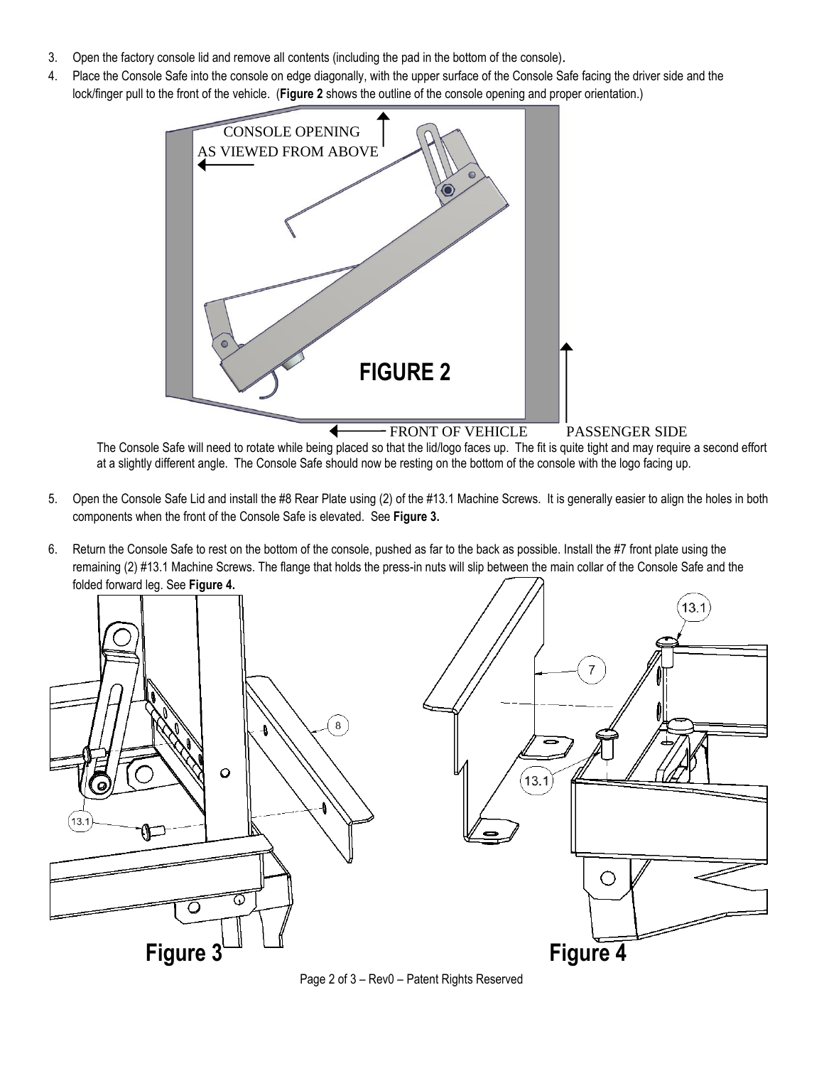3. Open the factory console lid and remove all contents (including the pad in the bottom of the console).
4. Place the Console Safe into the console on edge diagonally, with the upper surface of the Console Safe facing the driver side and the lock/finger pull to the front of the vehicle. (**Figure 2** shows the outline of the console opening and proper orientation.)

CONSOLE OPENING
AS VIEWED FROM ABOVE

**FIGURE 2**

FRONT OF VEHICLE

PASSENGER SIDE

The Console Safe will need to rotate while being placed so that the lid/logo faces up. The fit is quite tight and may require a second effort at a slightly different angle. The Console Safe should now be resting on the bottom of the console with the logo facing up.

5. Open the Console Safe Lid and install the #8 Rear Plate using (2) of the #13.1 Machine Screws. It is generally easier to align the holes in both components when the front of the Console Safe is elevated. See **Figure 3.**

6. Return the Console Safe to rest on the bottom of the console, pushed as far to the back as possible. Install the #7 front plate using the remaining (2) #13.1 Machine Screws. The flange that holds the press-in nuts will slip between the main collar of the Console Safe and the folded forward leg. See **Figure 4.**

13.1

8

**Figure 3**

7

13.1

13.1

**Figure 4**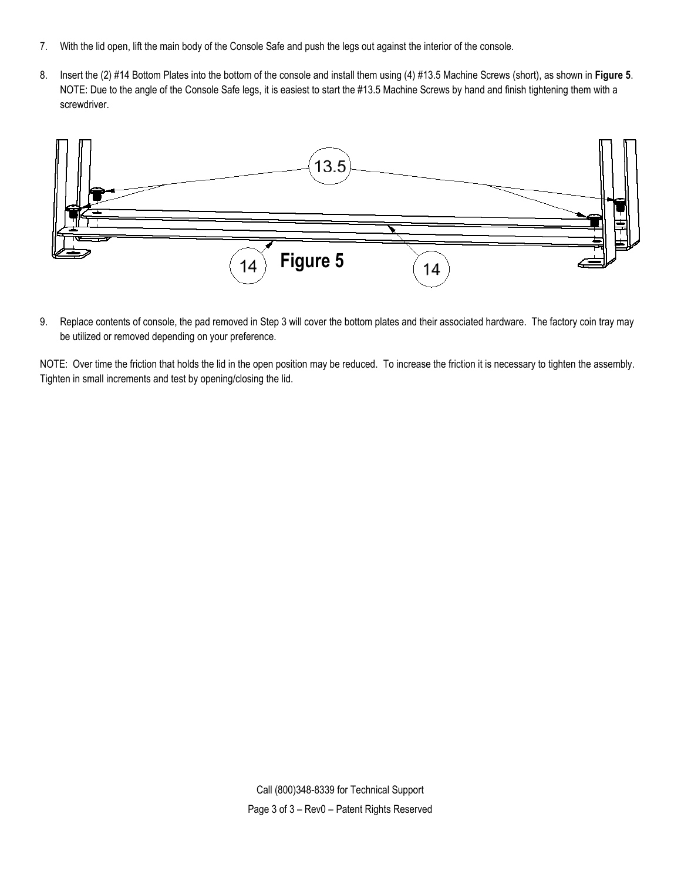7. With the lid open, lift the main body of the Console Safe and push the legs out against the interior of the console.

8. Insert the (2) #14 Bottom Plates into the bottom of the console and install them using (4) #13.5 Machine Screws (short), as shown in **Figure 5**. NOTE: Due to the angle of the Console Safe legs, it is easiest to start the #13.5 Machine Screws by hand and finish tightening them with a screwdriver.

13.5

14

14

**Figure 5**

9. Replace contents of console, the pad removed in Step 3 will cover the bottom plates and their associated hardware. The factory coin tray may be utilized or removed depending on your preference.

NOTE: Over time the friction that holds the lid in the open position may be reduced. To increase the friction it is necessary to tighten the assembly. Tighten in small increments and test by opening/closing the lid.

Call (800)348-8339 for Technical Support

Rev0 – Patent Rights Reserved